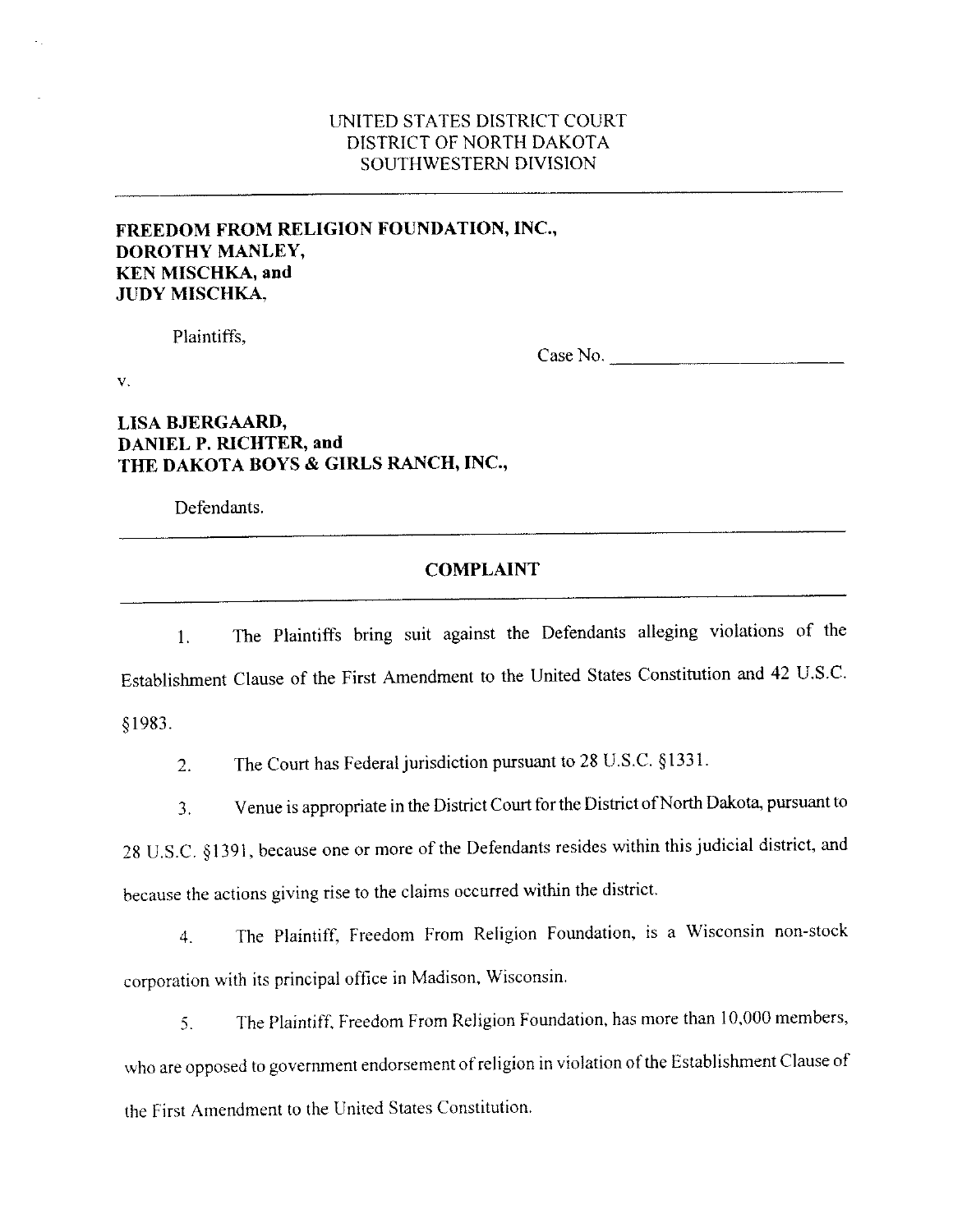UNITED STATES DISTRICT COURT
DISTRICT OF NORTH DAKOTA
SOUTHWESTERN DIVISION

---

**FREEDOM FROM RELIGION FOUNDATION, INC.,**
**DOROTHY MANLEY,**
**KEN MISCHKA, and**
**JUDY MISCHKA,**

Plaintiffs,

Case No. ________________________

v.

**LISA BJERGAARD,**
**DANIEL P. RICHTER, and**
**THE DAKOTA BOYS & GIRLS RANCH, INC.,**

Defendants.

---

## COMPLAINT

---

1. The Plaintiffs bring suit against the Defendants alleging violations of the Establishment Clause of the First Amendment to the United States Constitution and 42 U.S.C. §1983.

2. The Court has Federal jurisdiction pursuant to 28 U.S.C. §1331.

3. Venue is appropriate in the District Court for the District of North Dakota, pursuant to 28 U.S.C. §1391, because one or more of the Defendants resides within this judicial district, and because the actions giving rise to the claims occurred within the district.

4. The Plaintiff, Freedom From Religion Foundation, is a Wisconsin non-stock corporation with its principal office in Madison, Wisconsin.

5. The Plaintiff, Freedom From Religion Foundation, has more than 10,000 members, who are opposed to government endorsement of religion in violation of the Establishment Clause of the First Amendment to the United States Constitution.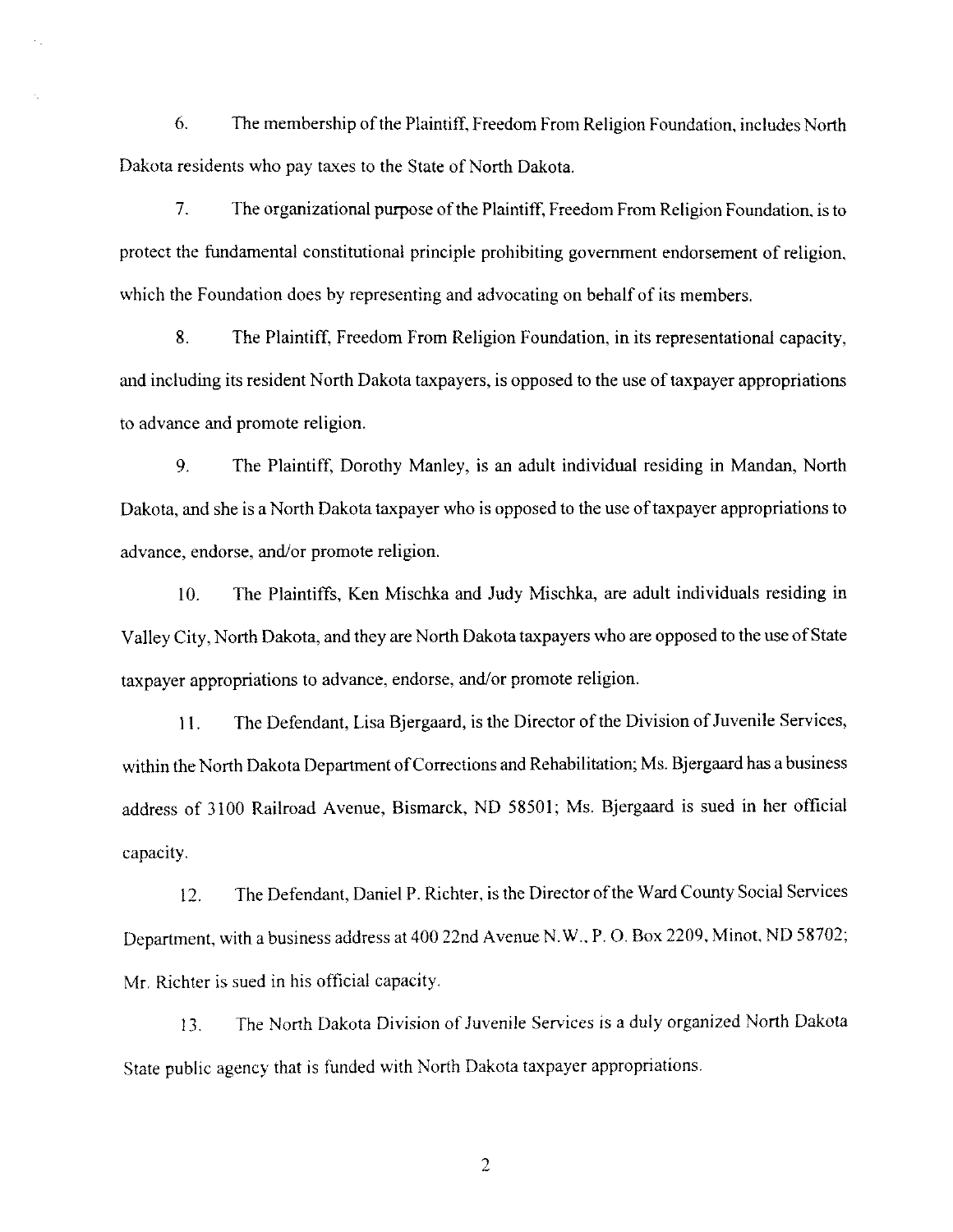6. The membership of the Plaintiff, Freedom From Religion Foundation, includes North Dakota residents who pay taxes to the State of North Dakota.

7. The organizational purpose of the Plaintiff, Freedom From Religion Foundation, is to protect the fundamental constitutional principle prohibiting government endorsement of religion, which the Foundation does by representing and advocating on behalf of its members.

8. The Plaintiff, Freedom From Religion Foundation, in its representational capacity, and including its resident North Dakota taxpayers, is opposed to the use of taxpayer appropriations to advance and promote religion.

9. The Plaintiff, Dorothy Manley, is an adult individual residing in Mandan, North Dakota, and she is a North Dakota taxpayer who is opposed to the use of taxpayer appropriations to advance, endorse, and/or promote religion.

10. The Plaintiffs, Ken Mischka and Judy Mischka, are adult individuals residing in Valley City, North Dakota, and they are North Dakota taxpayers who are opposed to the use of State taxpayer appropriations to advance, endorse, and/or promote religion.

11. The Defendant, Lisa Bjergaard, is the Director of the Division of Juvenile Services, within the North Dakota Department of Corrections and Rehabilitation; Ms. Bjergaard has a business address of 3100 Railroad Avenue, Bismarck, ND 58501; Ms. Bjergaard is sued in her official capacity.

12. The Defendant, Daniel P. Richter, is the Director of the Ward County Social Services Department, with a business address at 400 22nd Avenue N.W., P. O. Box 2209, Minot, ND 58702; Mr. Richter is sued in his official capacity.

13. The North Dakota Division of Juvenile Services is a duly organized North Dakota State public agency that is funded with North Dakota taxpayer appropriations.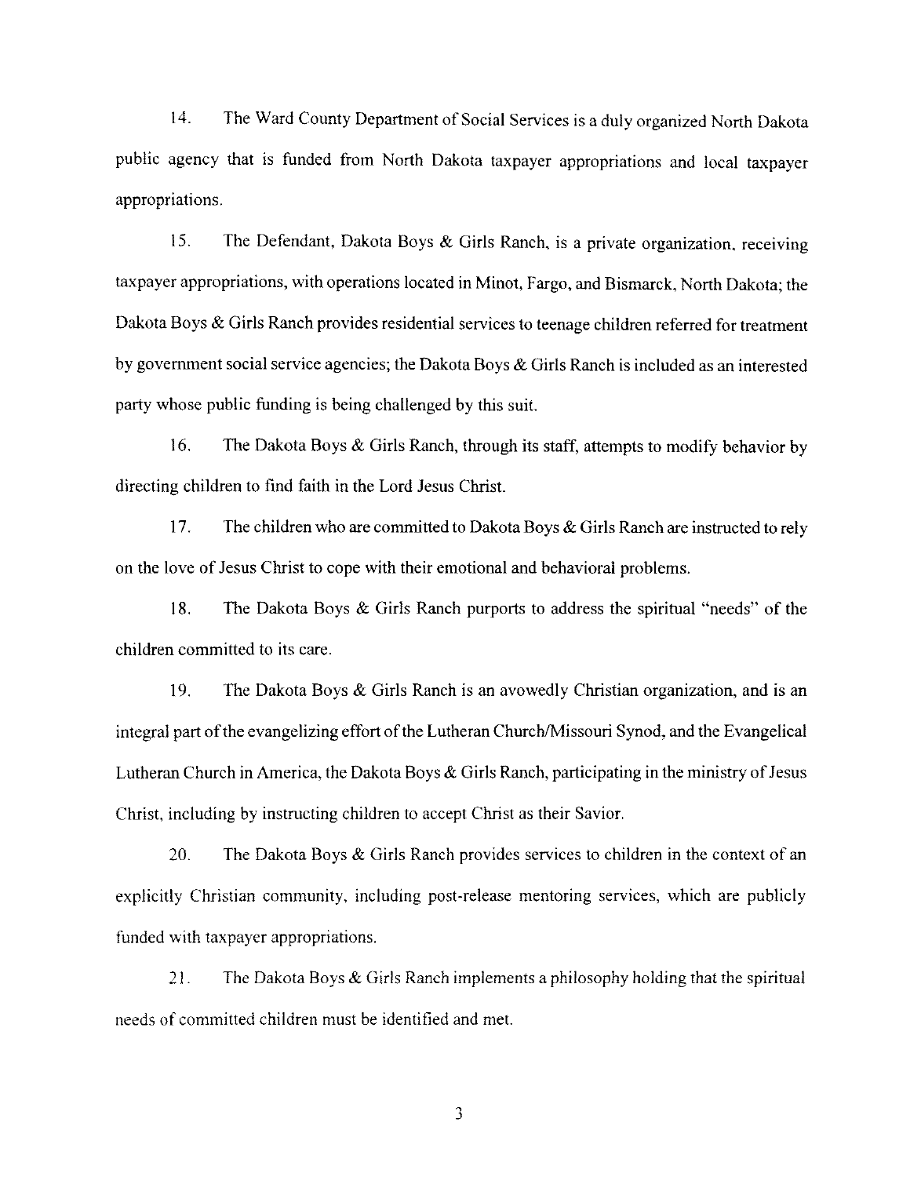14. The Ward County Department of Social Services is a duly organized North Dakota public agency that is funded from North Dakota taxpayer appropriations and local taxpayer appropriations.

15. The Defendant, Dakota Boys & Girls Ranch, is a private organization, receiving taxpayer appropriations, with operations located in Minot, Fargo, and Bismarck, North Dakota; the Dakota Boys & Girls Ranch provides residential services to teenage children referred for treatment by government social service agencies; the Dakota Boys & Girls Ranch is included as an interested party whose public funding is being challenged by this suit.

16. The Dakota Boys & Girls Ranch, through its staff, attempts to modify behavior by directing children to find faith in the Lord Jesus Christ.

17. The children who are committed to Dakota Boys & Girls Ranch are instructed to rely on the love of Jesus Christ to cope with their emotional and behavioral problems.

18. The Dakota Boys & Girls Ranch purports to address the spiritual "needs" of the children committed to its care.

19. The Dakota Boys & Girls Ranch is an avowedly Christian organization, and is an integral part of the evangelizing effort of the Lutheran Church/Missouri Synod, and the Evangelical Lutheran Church in America, the Dakota Boys & Girls Ranch, participating in the ministry of Jesus Christ, including by instructing children to accept Christ as their Savior.

20. The Dakota Boys & Girls Ranch provides services to children in the context of an explicitly Christian community, including post-release mentoring services, which are publicly funded with taxpayer appropriations.

21. The Dakota Boys & Girls Ranch implements a philosophy holding that the spiritual needs of committed children must be identified and met.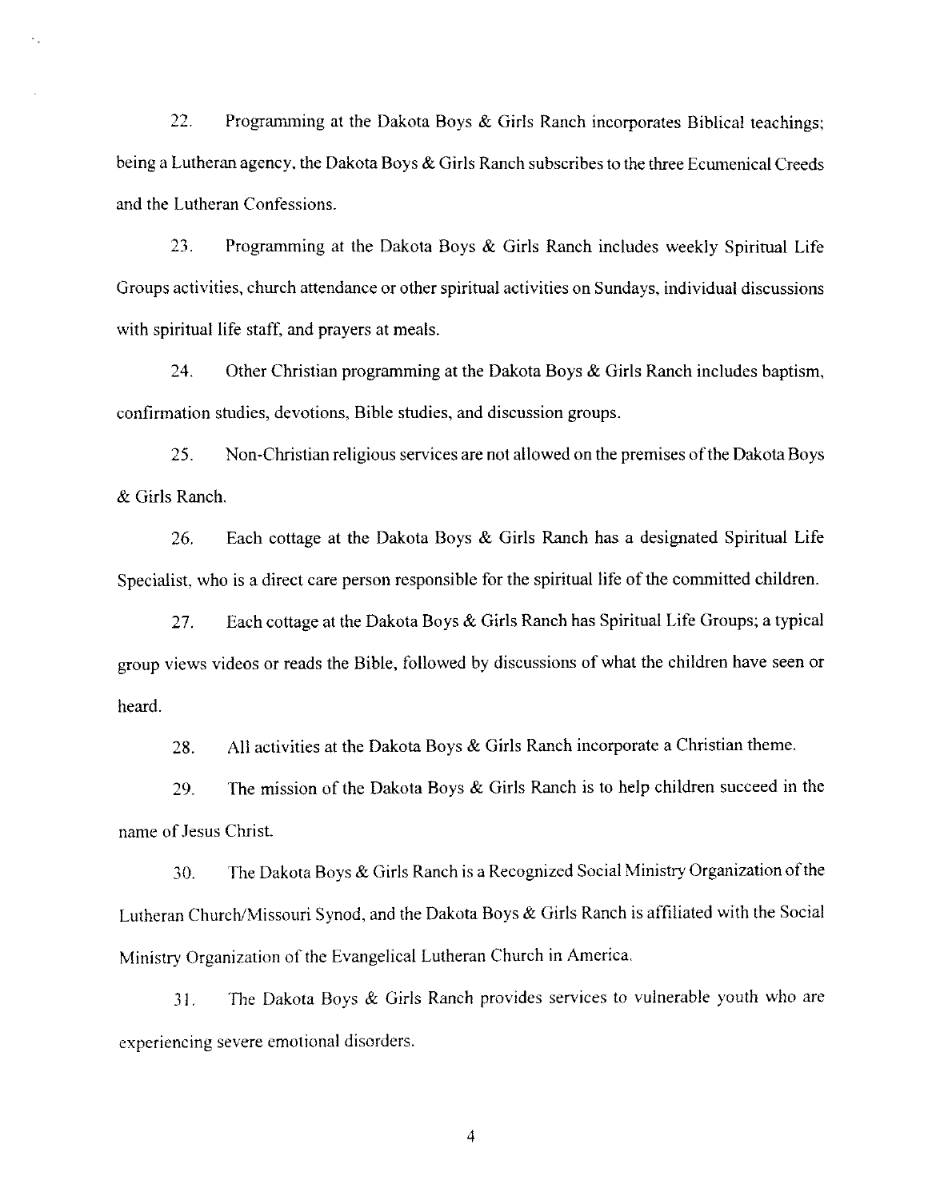22. Programming at the Dakota Boys & Girls Ranch incorporates Biblical teachings; being a Lutheran agency, the Dakota Boys & Girls Ranch subscribes to the three Ecumenical Creeds and the Lutheran Confessions.

23. Programming at the Dakota Boys & Girls Ranch includes weekly Spiritual Life Groups activities, church attendance or other spiritual activities on Sundays, individual discussions with spiritual life staff, and prayers at meals.

24. Other Christian programming at the Dakota Boys & Girls Ranch includes baptism, confirmation studies, devotions, Bible studies, and discussion groups.

25. Non-Christian religious services are not allowed on the premises of the Dakota Boys & Girls Ranch.

26. Each cottage at the Dakota Boys & Girls Ranch has a designated Spiritual Life Specialist, who is a direct care person responsible for the spiritual life of the committed children.

27. Each cottage at the Dakota Boys & Girls Ranch has Spiritual Life Groups; a typical group views videos or reads the Bible, followed by discussions of what the children have seen or heard.

28. All activities at the Dakota Boys & Girls Ranch incorporate a Christian theme.

29. The mission of the Dakota Boys & Girls Ranch is to help children succeed in the name of Jesus Christ.

30. The Dakota Boys & Girls Ranch is a Recognized Social Ministry Organization of the Lutheran Church/Missouri Synod, and the Dakota Boys & Girls Ranch is affiliated with the Social Ministry Organization of the Evangelical Lutheran Church in America.

31. The Dakota Boys & Girls Ranch provides services to vulnerable youth who are experiencing severe emotional disorders.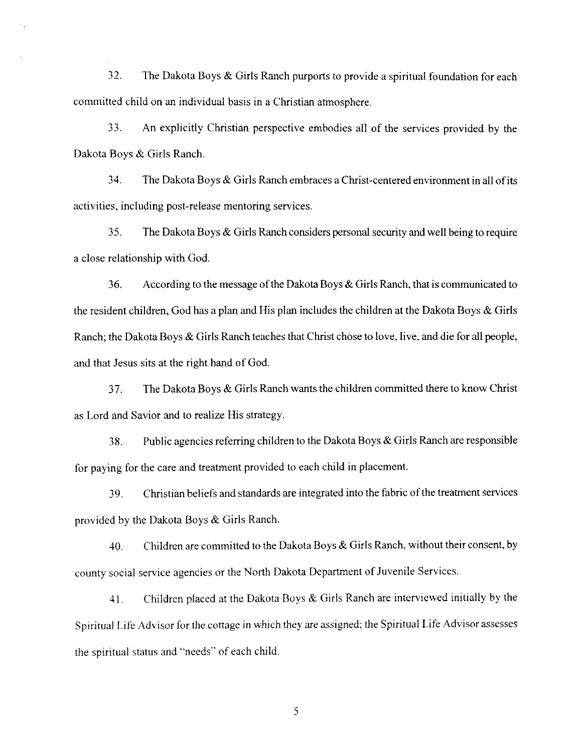32. The Dakota Boys & Girls Ranch purports to provide a spiritual foundation for each committed child on an individual basis in a Christian atmosphere.

33. An explicitly Christian perspective embodies all of the services provided by the Dakota Boys & Girls Ranch.

34. The Dakota Boys & Girls Ranch embraces a Christ-centered environment in all of its activities, including post-release mentoring services.

35. The Dakota Boys & Girls Ranch considers personal security and well being to require a close relationship with God.

36. According to the message of the Dakota Boys & Girls Ranch, that is communicated to the resident children, God has a plan and His plan includes the children at the Dakota Boys & Girls Ranch; the Dakota Boys & Girls Ranch teaches that Christ chose to love, live, and die for all people, and that Jesus sits at the right hand of God.

37. The Dakota Boys & Girls Ranch wants the children committed there to know Christ as Lord and Savior and to realize His strategy.

38. Public agencies referring children to the Dakota Boys & Girls Ranch are responsible for paying for the care and treatment provided to each child in placement.

39. Christian beliefs and standards are integrated into the fabric of the treatment services provided by the Dakota Boys & Girls Ranch.

40. Children are committed to the Dakota Boys & Girls Ranch, without their consent, by county social service agencies or the North Dakota Department of Juvenile Services.

41. Children placed at the Dakota Boys & Girls Ranch are interviewed initially by the Spiritual Life Advisor for the cottage in which they are assigned; the Spiritual Life Advisor assesses the spiritual status and "needs" of each child.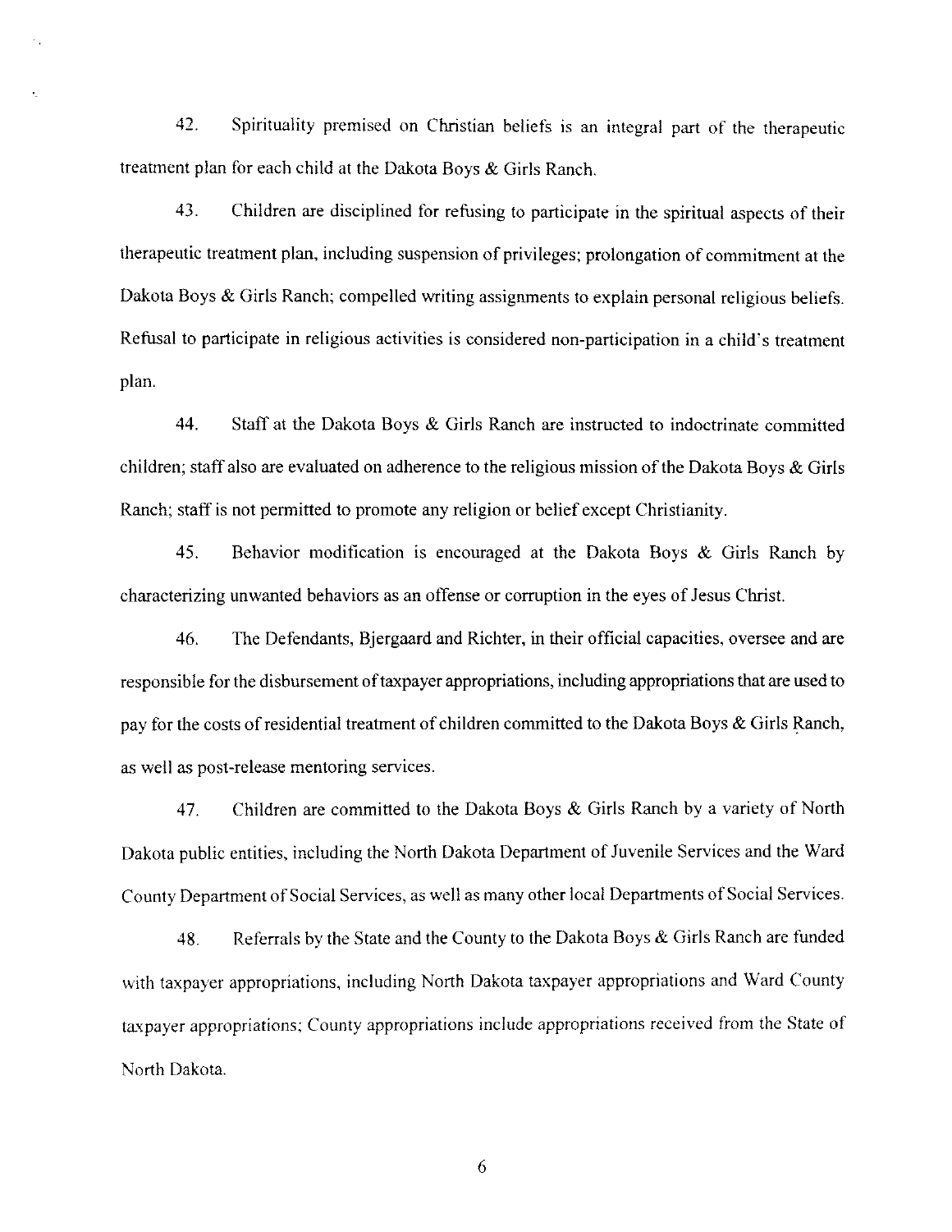42. Spirituality premised on Christian beliefs is an integral part of the therapeutic treatment plan for each child at the Dakota Boys & Girls Ranch.

43. Children are disciplined for refusing to participate in the spiritual aspects of their therapeutic treatment plan, including suspension of privileges; prolongation of commitment at the Dakota Boys & Girls Ranch; compelled writing assignments to explain personal religious beliefs. Refusal to participate in religious activities is considered non-participation in a child's treatment plan.

44. Staff at the Dakota Boys & Girls Ranch are instructed to indoctrinate committed children; staff also are evaluated on adherence to the religious mission of the Dakota Boys & Girls Ranch; staff is not permitted to promote any religion or belief except Christianity.

45. Behavior modification is encouraged at the Dakota Boys & Girls Ranch by characterizing unwanted behaviors as an offense or corruption in the eyes of Jesus Christ.

46. The Defendants, Bjergaard and Richter, in their official capacities, oversee and are responsible for the disbursement of taxpayer appropriations, including appropriations that are used to pay for the costs of residential treatment of children committed to the Dakota Boys & Girls Ranch, as well as post-release mentoring services.

47. Children are committed to the Dakota Boys & Girls Ranch by a variety of North Dakota public entities, including the North Dakota Department of Juvenile Services and the Ward County Department of Social Services, as well as many other local Departments of Social Services.

48. Referrals by the State and the County to the Dakota Boys & Girls Ranch are funded with taxpayer appropriations, including North Dakota taxpayer appropriations and Ward County taxpayer appropriations; County appropriations include appropriations received from the State of North Dakota.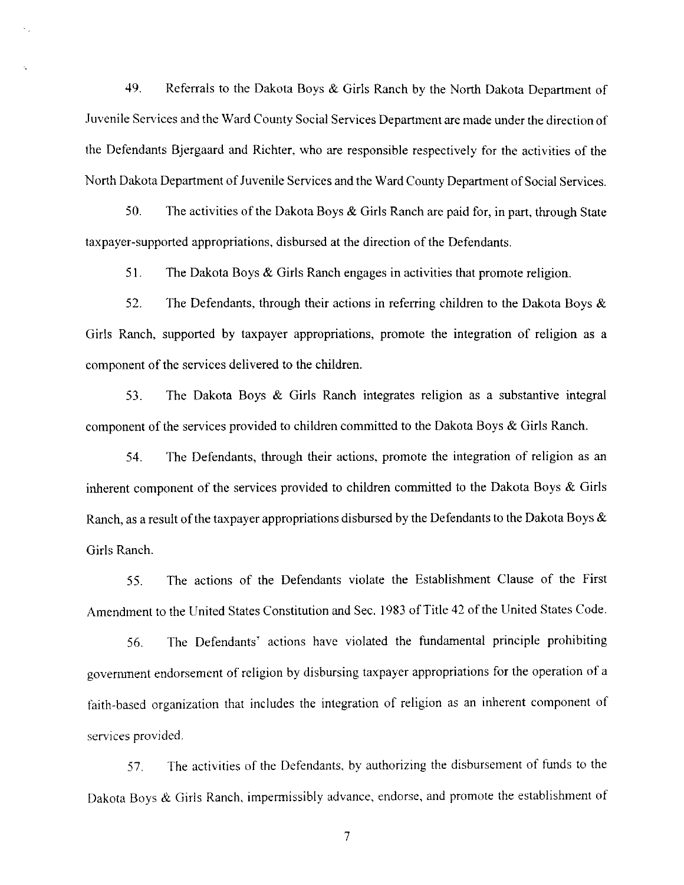49. Referrals to the Dakota Boys & Girls Ranch by the North Dakota Department of Juvenile Services and the Ward County Social Services Department are made under the direction of the Defendants Bjergaard and Richter, who are responsible respectively for the activities of the North Dakota Department of Juvenile Services and the Ward County Department of Social Services.

50. The activities of the Dakota Boys & Girls Ranch are paid for, in part, through State taxpayer-supported appropriations, disbursed at the direction of the Defendants.

51. The Dakota Boys & Girls Ranch engages in activities that promote religion.

52. The Defendants, through their actions in referring children to the Dakota Boys & Girls Ranch, supported by taxpayer appropriations, promote the integration of religion as a component of the services delivered to the children.

53. The Dakota Boys & Girls Ranch integrates religion as a substantive integral component of the services provided to children committed to the Dakota Boys & Girls Ranch.

54. The Defendants, through their actions, promote the integration of religion as an inherent component of the services provided to children committed to the Dakota Boys & Girls Ranch, as a result of the taxpayer appropriations disbursed by the Defendants to the Dakota Boys & Girls Ranch.

55. The actions of the Defendants violate the Establishment Clause of the First Amendment to the United States Constitution and Sec. 1983 of Title 42 of the United States Code.

56. The Defendants' actions have violated the fundamental principle prohibiting government endorsement of religion by disbursing taxpayer appropriations for the operation of a faith-based organization that includes the integration of religion as an inherent component of services provided.

57. The activities of the Defendants, by authorizing the disbursement of funds to the Dakota Boys & Girls Ranch, impermissibly advance, endorse, and promote the establishment of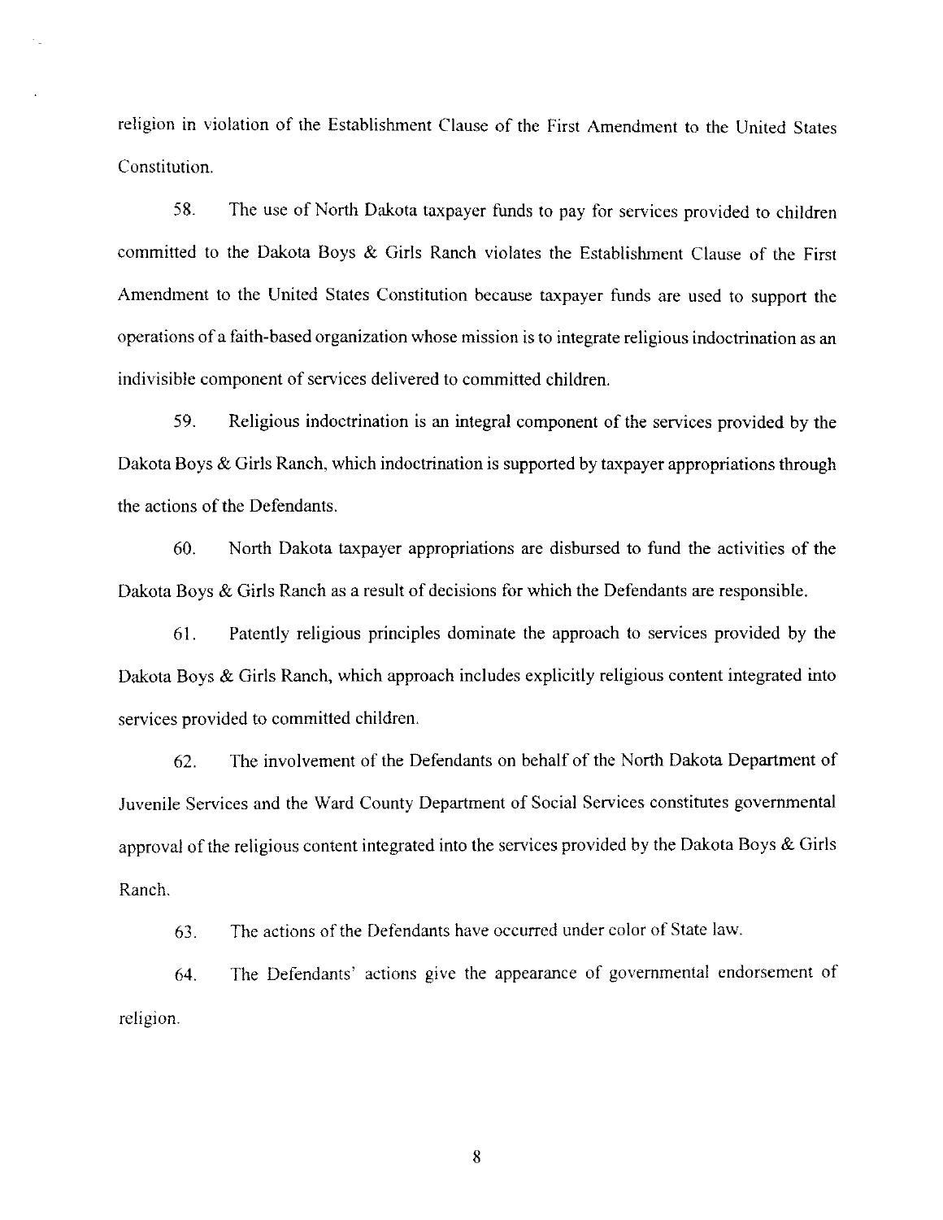religion in violation of the Establishment Clause of the First Amendment to the United States Constitution.

58. The use of North Dakota taxpayer funds to pay for services provided to children committed to the Dakota Boys & Girls Ranch violates the Establishment Clause of the First Amendment to the United States Constitution because taxpayer funds are used to support the operations of a faith-based organization whose mission is to integrate religious indoctrination as an indivisible component of services delivered to committed children.

59. Religious indoctrination is an integral component of the services provided by the Dakota Boys & Girls Ranch, which indoctrination is supported by taxpayer appropriations through the actions of the Defendants.

60. North Dakota taxpayer appropriations are disbursed to fund the activities of the Dakota Boys & Girls Ranch as a result of decisions for which the Defendants are responsible.

61. Patently religious principles dominate the approach to services provided by the Dakota Boys & Girls Ranch, which approach includes explicitly religious content integrated into services provided to committed children.

62. The involvement of the Defendants on behalf of the North Dakota Department of Juvenile Services and the Ward County Department of Social Services constitutes governmental approval of the religious content integrated into the services provided by the Dakota Boys & Girls Ranch.

63. The actions of the Defendants have occurred under color of State law.

64. The Defendants' actions give the appearance of governmental endorsement of religion.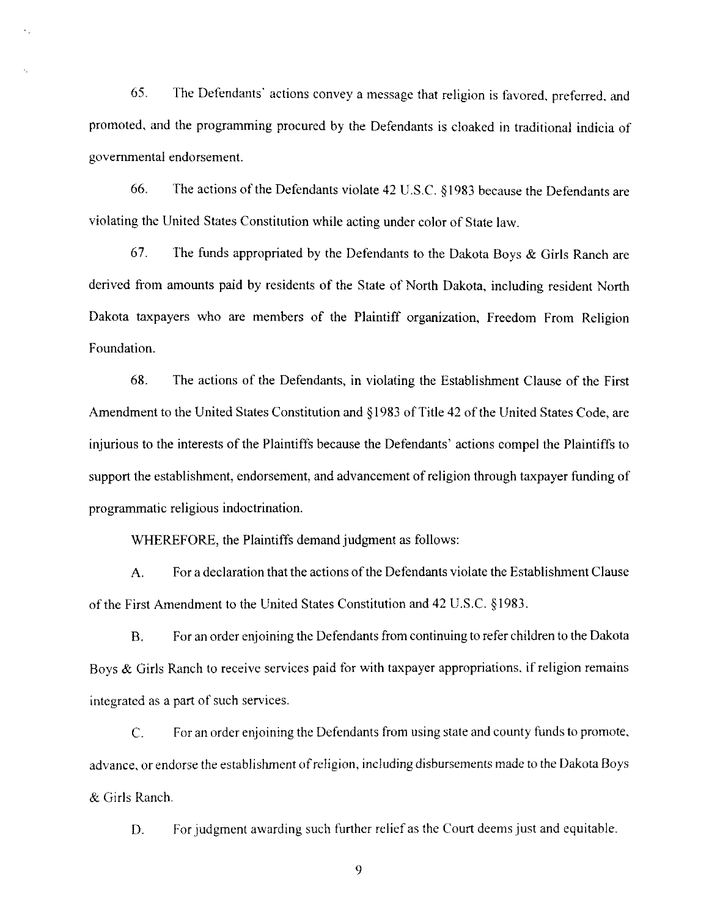65. The Defendants' actions convey a message that religion is favored, preferred, and promoted, and the programming procured by the Defendants is cloaked in traditional indicia of governmental endorsement.

66. The actions of the Defendants violate 42 U.S.C. §1983 because the Defendants are violating the United States Constitution while acting under color of State law.

67. The funds appropriated by the Defendants to the Dakota Boys & Girls Ranch are derived from amounts paid by residents of the State of North Dakota, including resident North Dakota taxpayers who are members of the Plaintiff organization, Freedom From Religion Foundation.

68. The actions of the Defendants, in violating the Establishment Clause of the First Amendment to the United States Constitution and §1983 of Title 42 of the United States Code, are injurious to the interests of the Plaintiffs because the Defendants' actions compel the Plaintiffs to support the establishment, endorsement, and advancement of religion through taxpayer funding of programmatic religious indoctrination.

WHEREFORE, the Plaintiffs demand judgment as follows:

A. For a declaration that the actions of the Defendants violate the Establishment Clause of the First Amendment to the United States Constitution and 42 U.S.C. §1983.

B. For an order enjoining the Defendants from continuing to refer children to the Dakota Boys & Girls Ranch to receive services paid for with taxpayer appropriations, if religion remains integrated as a part of such services.

C. For an order enjoining the Defendants from using state and county funds to promote, advance, or endorse the establishment of religion, including disbursements made to the Dakota Boys & Girls Ranch.

D. For judgment awarding such further relief as the Court deems just and equitable.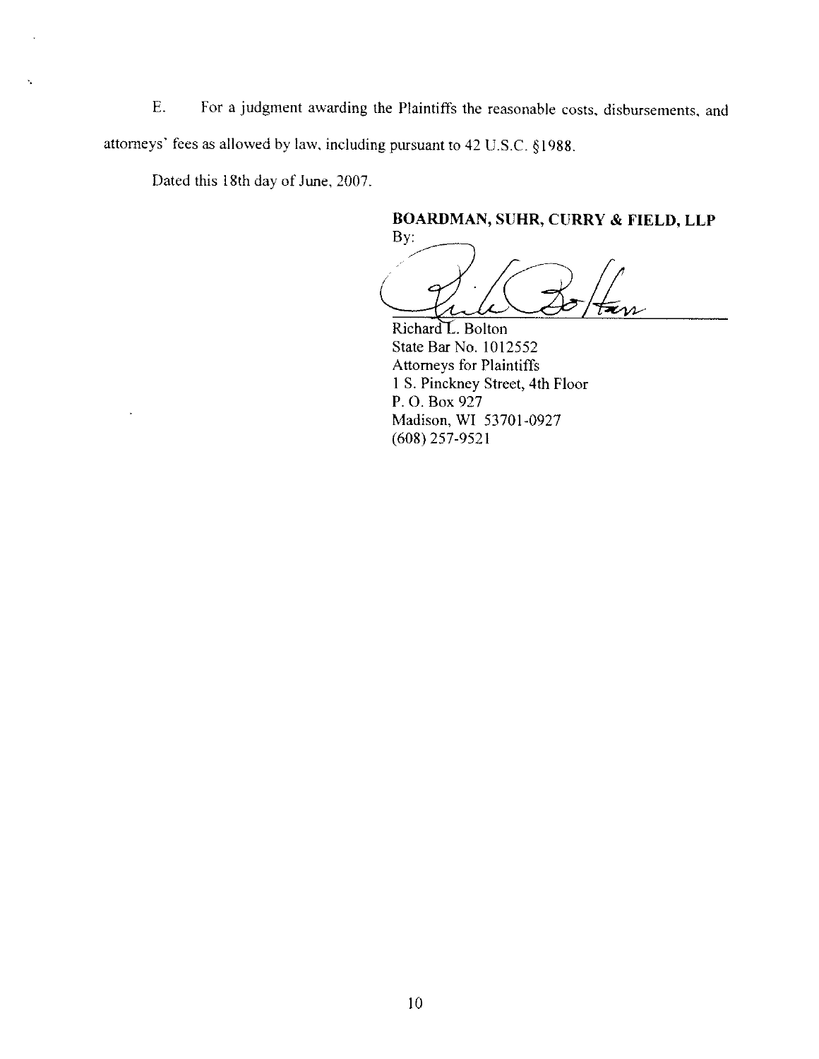E. For a judgment awarding the Plaintiffs the reasonable costs, disbursements, and attorneys' fees as allowed by law, including pursuant to 42 U.S.C. §1988.

Dated this 18th day of June, 2007.

**BOARDMAN, SUHR, CURRY & FIELD, LLP**
By:

Richard L. Bolton
State Bar No. 1012552
Attorneys for Plaintiffs
1 S. Pinckney Street, 4th Floor
P. O. Box 927
Madison, WI 53701-0927
(608) 257-9521